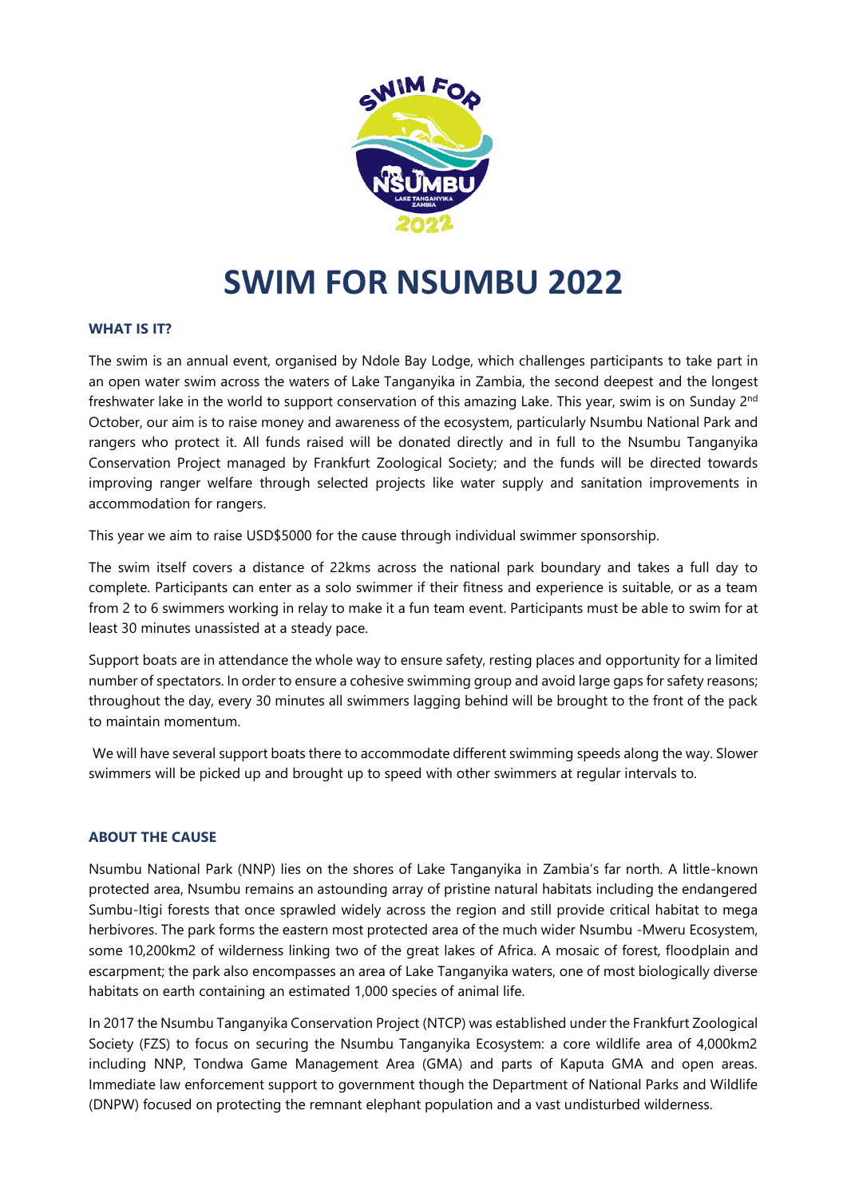# SWIM FOR NSUMBU 2022

### WHAT IS IT?

The swim is an annual event, organised by Ndole Bay Lodge, which challenges participants to take part in an open water swim across the waters of Lake Tanganyika in Zambia, the second deepest and the longest freshwater lake in the world to support conservation of this amazing Lake. This year, swim is on Sunday 2nd October, our aim is to raise money and awareness of the ecosystem, particularly Nsumbu National Park and rangers who protect it. All funds raised will be donated directly and in full to the Nsumbu Tanganyika Conservation Project managed by Frankfurt Zoological Society; and the funds will be directed towards improving ranger welfare through selected projects like water supply and sanitation improvements in accommodation for rangers.

This year we aim to raise USD$5000 for the cause through individual swimmer sponsorship.

The swim itself covers a distance of 22kms across the national park boundary and takes a full day to complete. Participants can enter as a solo swimmer if their fitness and experience is suitable, or as a team from 2 to 6 swimmers working in relay to make it a fun team event. Participants must be able to swim for at least 30 minutes unassisted at a steady pace.

Support boats are in attendance the whole way to ensure safety, resting places and opportunity for a limited number of spectators. In order to ensure a cohesive swimming group and avoid large gaps for safety reasons; throughout the day, every 30 minutes all swimmers lagging behind will be brought to the front of the pack to maintain momentum.

We will have several support boats there to accommodate different swimming speeds along the way. Slower swimmers will be picked up and brought up to speed with other swimmers at regular intervals to.

### ABOUT THE CAUSE

Nsumbu National Park (NNP) lies on the shores of Lake Tanganyika in Zambia's far north. A little-known protected area, Nsumbu remains an astounding array of pristine natural habitats including the endangered Sumbu-Itigi forests that once sprawled widely across the region and still provide critical habitat to mega herbivores. The park forms the eastern most protected area of the much wider Nsumbu -Mweru Ecosystem, some 10,200km2 of wilderness linking two of the great lakes of Africa. A mosaic of forest, floodplain and escarpment; the park also encompasses an area of Lake Tanganyika waters, one of most biologically diverse habitats on earth containing an estimated 1,000 species of animal life.

In 2017 the Nsumbu Tanganyika Conservation Project (NTCP) was established under the Frankfurt Zoological Society (FZS) to focus on securing the Nsumbu Tanganyika Ecosystem: a core wildlife area of 4,000km2 including NNP, Tondwa Game Management Area (GMA) and parts of Kaputa GMA and open areas. Immediate law enforcement support to government though the Department of National Parks and Wildlife (DNPW) focused on protecting the remnant elephant population and a vast undisturbed wilderness.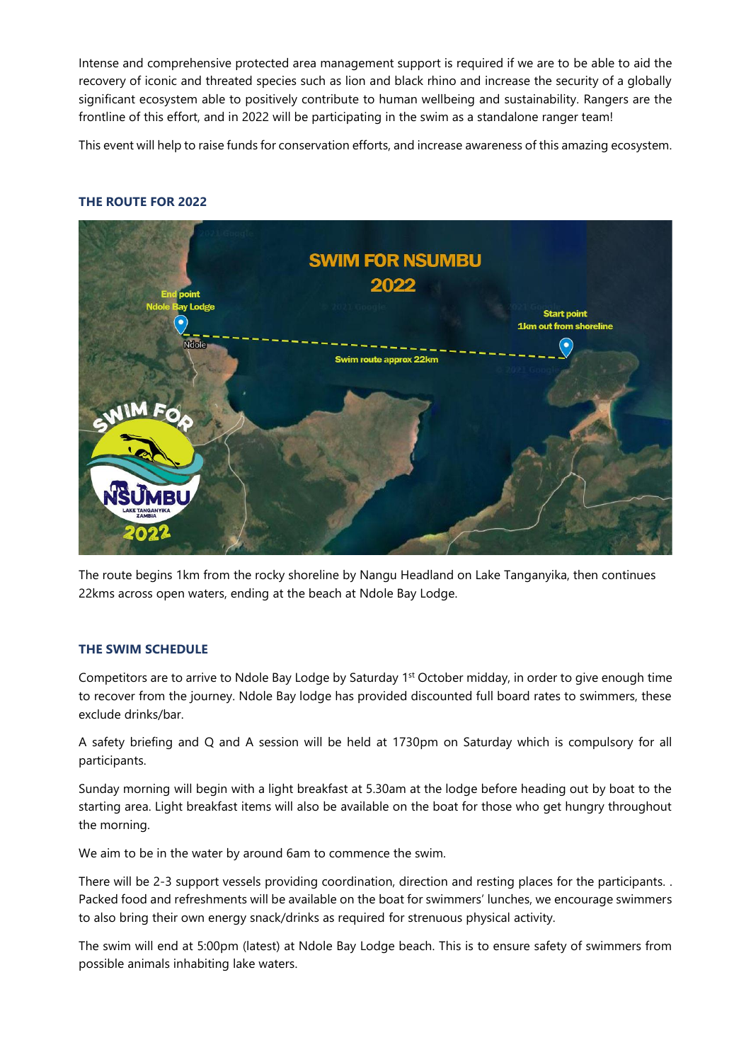Intense and comprehensive protected area management support is required if we are to be able to aid the recovery of iconic and threated species such as lion and black rhino and increase the security of a globally significant ecosystem able to positively contribute to human wellbeing and sustainability. Rangers are the frontline of this effort, and in 2022 will be participating in the swim as a standalone ranger team!

This event will help to raise funds for conservation efforts, and increase awareness of this amazing ecosystem.

### THE ROUTE FOR 2022

SWIM FOR NSUMBU 2022

End point
Ndole Bay Lodge

Start point
1km out from shoreline

Swim route approx 22km

Ndole

SWIM FOR NSUMBU LAKE TANGANYIKA ZAMBIA 2022

The route begins 1km from the rocky shoreline by Nangu Headland on Lake Tanganyika, then continues 22kms across open waters, ending at the beach at Ndole Bay Lodge.

### THE SWIM SCHEDULE

Competitors are to arrive to Ndole Bay Lodge by Saturday 1st October midday, in order to give enough time to recover from the journey. Ndole Bay lodge has provided discounted full board rates to swimmers, these exclude drinks/bar.

A safety briefing and Q and A session will be held at 1730pm on Saturday which is compulsory for all participants.

Sunday morning will begin with a light breakfast at 5.30am at the lodge before heading out by boat to the starting area. Light breakfast items will also be available on the boat for those who get hungry throughout the morning.

We aim to be in the water by around 6am to commence the swim.

There will be 2-3 support vessels providing coordination, direction and resting places for the participants. . Packed food and refreshments will be available on the boat for swimmers' lunches, we encourage swimmers to also bring their own energy snack/drinks as required for strenuous physical activity.

The swim will end at 5:00pm (latest) at Ndole Bay Lodge beach. This is to ensure safety of swimmers from possible animals inhabiting lake waters.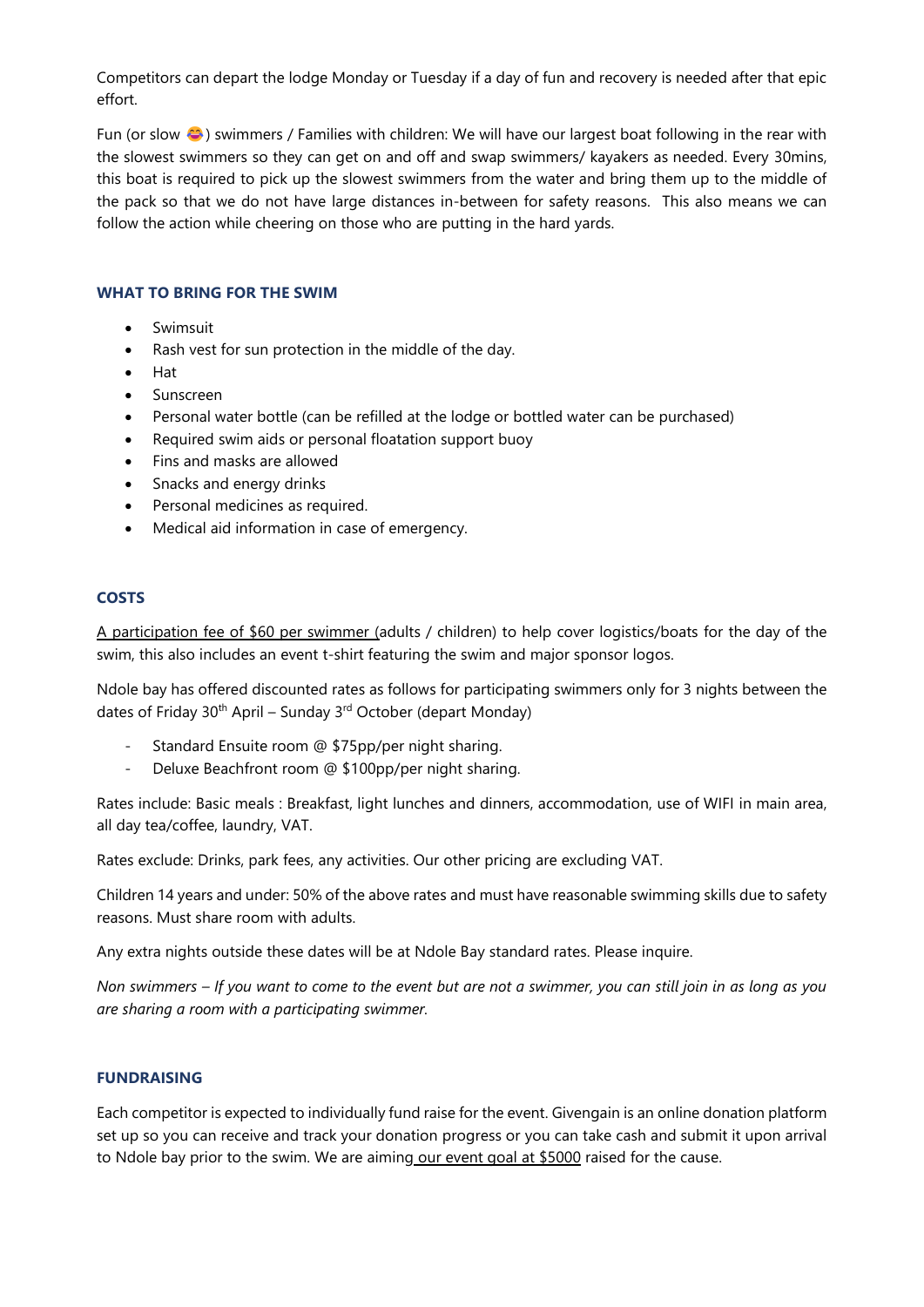Competitors can depart the lodge Monday or Tuesday if a day of fun and recovery is needed after that epic effort.

Fun (or slow 😂) swimmers / Families with children: We will have our largest boat following in the rear with the slowest swimmers so they can get on and off and swap swimmers/ kayakers as needed. Every 30mins, this boat is required to pick up the slowest swimmers from the water and bring them up to the middle of the pack so that we do not have large distances in-between for safety reasons. This also means we can follow the action while cheering on those who are putting in the hard yards.

### WHAT TO BRING FOR THE SWIM

- Swimsuit
- Rash vest for sun protection in the middle of the day.
- Hat
- Sunscreen
- Personal water bottle (can be refilled at the lodge or bottled water can be purchased)
- Required swim aids or personal floatation support buoy
- Fins and masks are allowed
- Snacks and energy drinks
- Personal medicines as required.
- Medical aid information in case of emergency.

### COSTS

<u>A participation fee of $60 per swimmer (</u>adults / children) to help cover logistics/boats for the day of the swim, this also includes an event t-shirt featuring the swim and major sponsor logos.

Ndole bay has offered discounted rates as follows for participating swimmers only for 3 nights between the dates of Friday 30th April – Sunday 3rd October (depart Monday)

- Standard Ensuite room @ $75pp/per night sharing.
- Deluxe Beachfront room @ $100pp/per night sharing.

Rates include: Basic meals : Breakfast, light lunches and dinners, accommodation, use of WIFI in main area, all day tea/coffee, laundry, VAT.

Rates exclude: Drinks, park fees, any activities. Our other pricing are excluding VAT.

Children 14 years and under: 50% of the above rates and must have reasonable swimming skills due to safety reasons. Must share room with adults.

Any extra nights outside these dates will be at Ndole Bay standard rates. Please inquire.

*Non swimmers – If you want to come to the event but are not a swimmer, you can still join in as long as you are sharing a room with a participating swimmer.*

### FUNDRAISING

Each competitor is expected to individually fund raise for the event. Givengain is an online donation platform set up so you can receive and track your donation progress or you can take cash and submit it upon arrival to Ndole bay prior to the swim. We are aiming <u>our event goal at $5000</u> raised for the cause.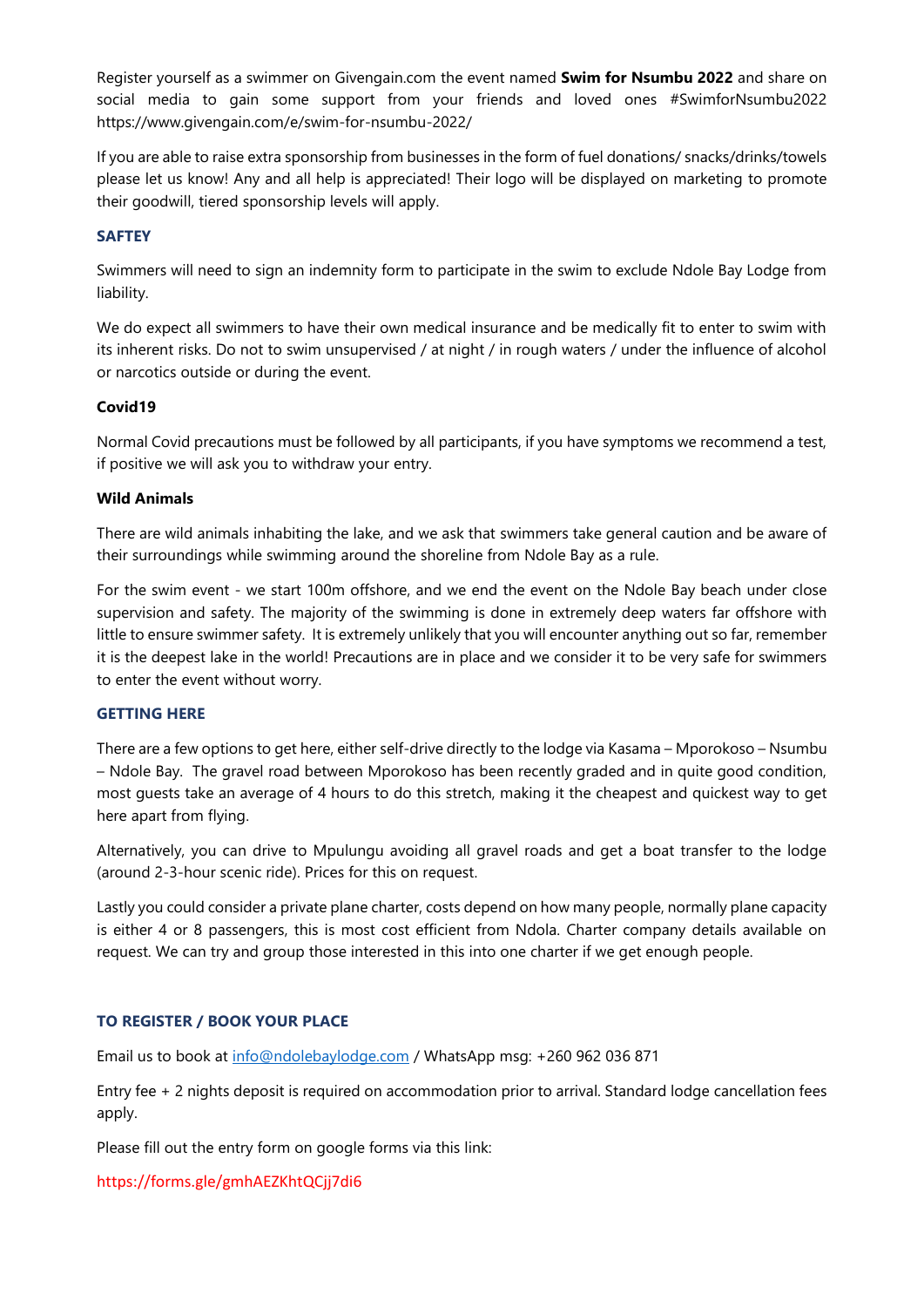Register yourself as a swimmer on Givengain.com the event named **Swim for Nsumbu 2022** and share on social media to gain some support from your friends and loved ones #SwimforNsumbu2022 https://www.givengain.com/e/swim-for-nsumbu-2022/

If you are able to raise extra sponsorship from businesses in the form of fuel donations/ snacks/drinks/towels please let us know! Any and all help is appreciated! Their logo will be displayed on marketing to promote their goodwill, tiered sponsorship levels will apply.

### SAFTEY

Swimmers will need to sign an indemnity form to participate in the swim to exclude Ndole Bay Lodge from liability.

We do expect all swimmers to have their own medical insurance and be medically fit to enter to swim with its inherent risks. Do not to swim unsupervised / at night / in rough waters / under the influence of alcohol or narcotics outside or during the event.

**Covid19**

Normal Covid precautions must be followed by all participants, if you have symptoms we recommend a test, if positive we will ask you to withdraw your entry.

**Wild Animals**

There are wild animals inhabiting the lake, and we ask that swimmers take general caution and be aware of their surroundings while swimming around the shoreline from Ndole Bay as a rule.

For the swim event - we start 100m offshore, and we end the event on the Ndole Bay beach under close supervision and safety. The majority of the swimming is done in extremely deep waters far offshore with little to ensure swimmer safety. It is extremely unlikely that you will encounter anything out so far, remember it is the deepest lake in the world! Precautions are in place and we consider it to be very safe for swimmers to enter the event without worry.

### GETTING HERE

There are a few options to get here, either self-drive directly to the lodge via Kasama – Mporokoso – Nsumbu – Ndole Bay. The gravel road between Mporokoso has been recently graded and in quite good condition, most guests take an average of 4 hours to do this stretch, making it the cheapest and quickest way to get here apart from flying.

Alternatively, you can drive to Mpulungu avoiding all gravel roads and get a boat transfer to the lodge (around 2-3-hour scenic ride). Prices for this on request.

Lastly you could consider a private plane charter, costs depend on how many people, normally plane capacity is either 4 or 8 passengers, this is most cost efficient from Ndola. Charter company details available on request. We can try and group those interested in this into one charter if we get enough people.

### TO REGISTER / BOOK YOUR PLACE

Email us to book at info@ndolebaylodge.com / WhatsApp msg: +260 962 036 871

Entry fee + 2 nights deposit is required on accommodation prior to arrival. Standard lodge cancellation fees apply.

Please fill out the entry form on google forms via this link:

https://forms.gle/gmhAEZKhtQCjj7di6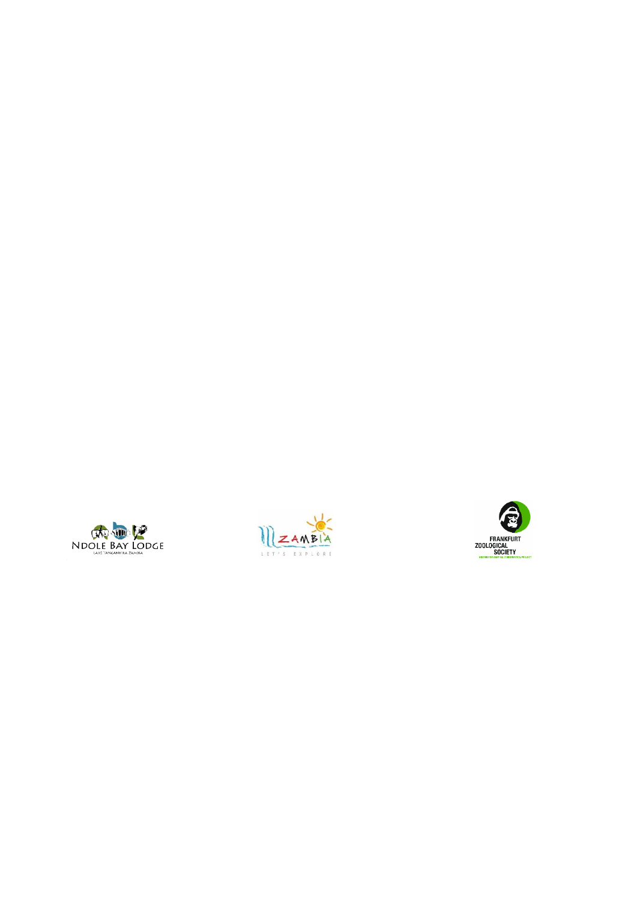NDOLE BAY LODGE
LAKE TANGANYIKA ZAMBIA

ZAMBIA
LET'S EXPLORE

FRANKFURT
ZOOLOGICAL
SOCIETY